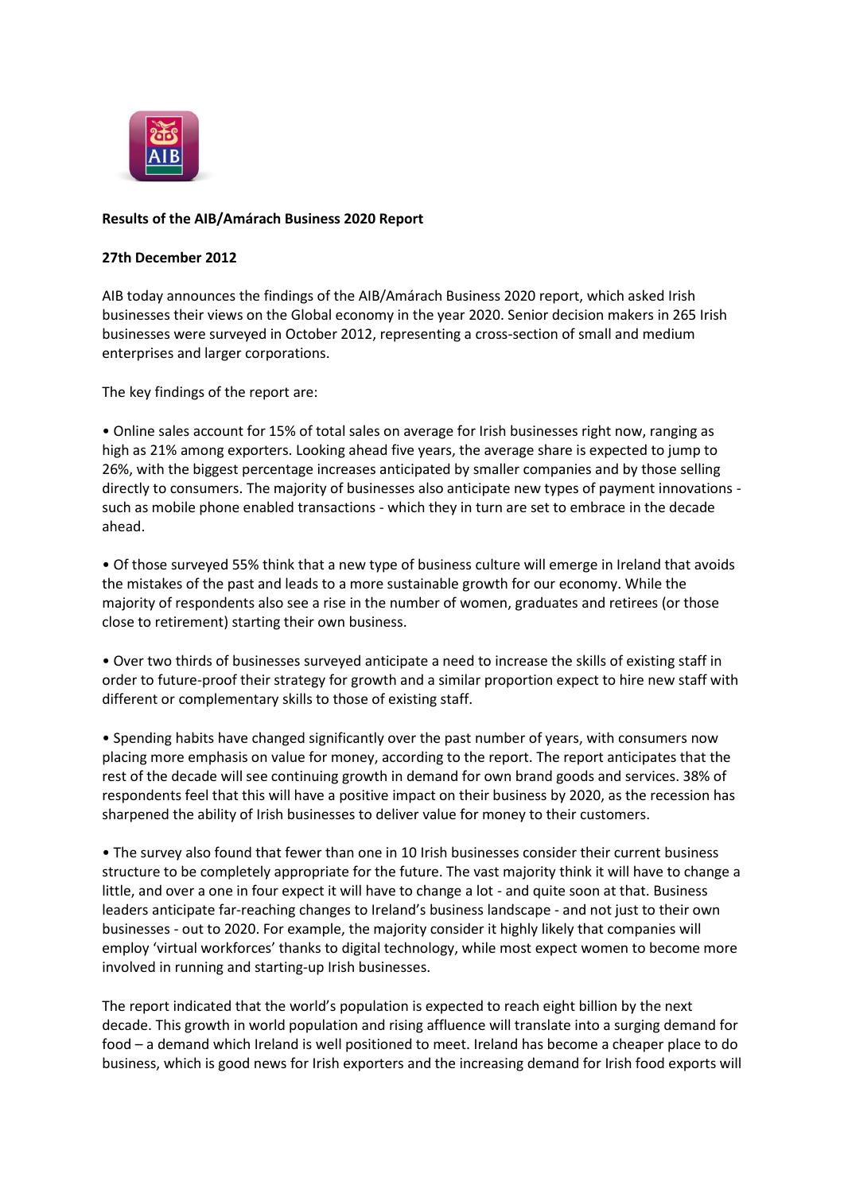**Results of the AIB/Amárach Business 2020 Report**

**27th December 2012**

AIB today announces the findings of the AIB/Amárach Business 2020 report, which asked Irish businesses their views on the Global economy in the year 2020. Senior decision makers in 265 Irish businesses were surveyed in October 2012, representing a cross-section of small and medium enterprises and larger corporations.

The key findings of the report are:

- Online sales account for 15% of total sales on average for Irish businesses right now, ranging as high as 21% among exporters. Looking ahead five years, the average share is expected to jump to 26%, with the biggest percentage increases anticipated by smaller companies and by those selling directly to consumers. The majority of businesses also anticipate new types of payment innovations - such as mobile phone enabled transactions - which they in turn are set to embrace in the decade ahead.

- Of those surveyed 55% think that a new type of business culture will emerge in Ireland that avoids the mistakes of the past and leads to a more sustainable growth for our economy. While the majority of respondents also see a rise in the number of women, graduates and retirees (or those close to retirement) starting their own business.

- Over two thirds of businesses surveyed anticipate a need to increase the skills of existing staff in order to future-proof their strategy for growth and a similar proportion expect to hire new staff with different or complementary skills to those of existing staff.

- Spending habits have changed significantly over the past number of years, with consumers now placing more emphasis on value for money, according to the report. The report anticipates that the rest of the decade will see continuing growth in demand for own brand goods and services. 38% of respondents feel that this will have a positive impact on their business by 2020, as the recession has sharpened the ability of Irish businesses to deliver value for money to their customers.

- The survey also found that fewer than one in 10 Irish businesses consider their current business structure to be completely appropriate for the future. The vast majority think it will have to change a little, and over a one in four expect it will have to change a lot - and quite soon at that. Business leaders anticipate far-reaching changes to Ireland's business landscape - and not just to their own businesses - out to 2020. For example, the majority consider it highly likely that companies will employ 'virtual workforces' thanks to digital technology, while most expect women to become more involved in running and starting-up Irish businesses.

The report indicated that the world's population is expected to reach eight billion by the next decade. This growth in world population and rising affluence will translate into a surging demand for food – a demand which Ireland is well positioned to meet. Ireland has become a cheaper place to do business, which is good news for Irish exporters and the increasing demand for Irish food exports will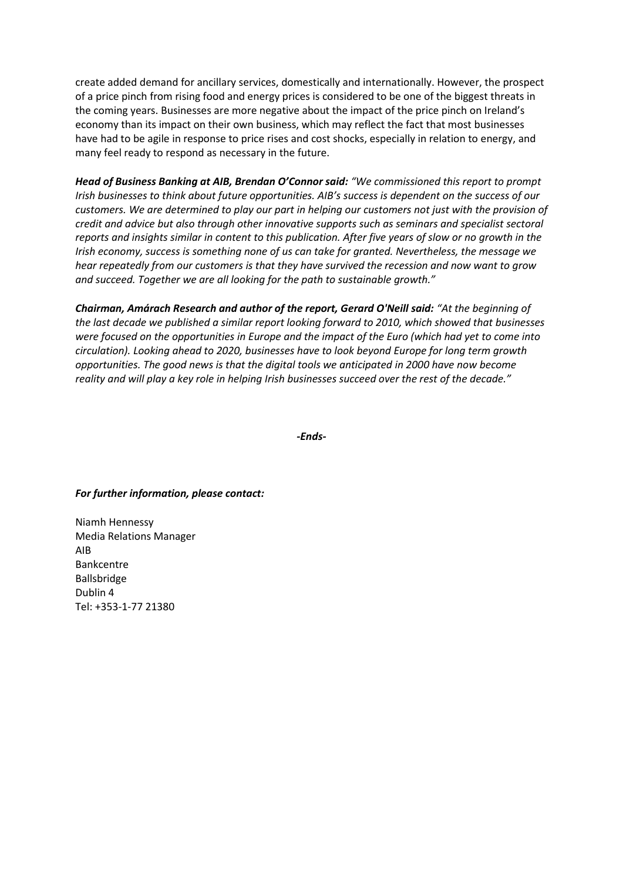create added demand for ancillary services, domestically and internationally. However, the prospect of a price pinch from rising food and energy prices is considered to be one of the biggest threats in the coming years. Businesses are more negative about the impact of the price pinch on Ireland's economy than its impact on their own business, which may reflect the fact that most businesses have had to be agile in response to price rises and cost shocks, especially in relation to energy, and many feel ready to respond as necessary in the future.

***Head of Business Banking at AIB, Brendan O'Connor said:*** *"We commissioned this report to prompt Irish businesses to think about future opportunities. AIB's success is dependent on the success of our customers. We are determined to play our part in helping our customers not just with the provision of credit and advice but also through other innovative supports such as seminars and specialist sectoral reports and insights similar in content to this publication. After five years of slow or no growth in the Irish economy, success is something none of us can take for granted. Nevertheless, the message we hear repeatedly from our customers is that they have survived the recession and now want to grow and succeed. Together we are all looking for the path to sustainable growth."*

***Chairman, Amárach Research and author of the report, Gerard O'Neill said:*** *"At the beginning of the last decade we published a similar report looking forward to 2010, which showed that businesses were focused on the opportunities in Europe and the impact of the Euro (which had yet to come into circulation). Looking ahead to 2020, businesses have to look beyond Europe for long term growth opportunities. The good news is that the digital tools we anticipated in 2000 have now become reality and will play a key role in helping Irish businesses succeed over the rest of the decade."*

***-Ends-***

***For further information, please contact:***

Niamh Hennessy
Media Relations Manager
AIB
Bankcentre
Ballsbridge
Dublin 4
Tel: +353-1-77 21380